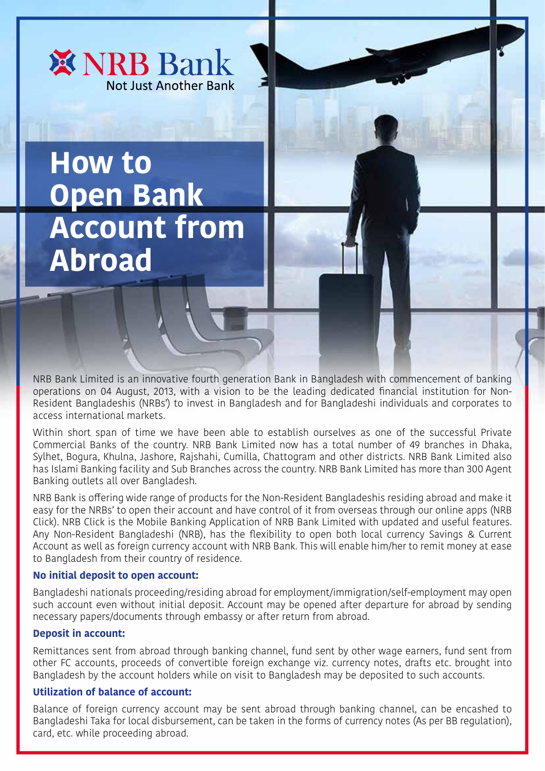NRB Bank
Not Just Another Bank

# How to Open Bank Account from Abroad

NRB Bank Limited is an innovative fourth generation Bank in Bangladesh with commencement of banking operations on 04 August, 2013, with a vision to be the leading dedicated financial institution for Non-Resident Bangladeshis (NRBs') to invest in Bangladesh and for Bangladeshi individuals and corporates to access international markets.

Within short span of time we have been able to establish ourselves as one of the successful Private Commercial Banks of the country. NRB Bank Limited now has a total number of 49 branches in Dhaka, Sylhet, Bogura, Khulna, Jashore, Rajshahi, Cumilla, Chattogram and other districts. NRB Bank Limited also has Islami Banking facility and Sub Branches across the country. NRB Bank Limited has more than 300 Agent Banking outlets all over Bangladesh.

NRB Bank is offering wide range of products for the Non-Resident Bangladeshis residing abroad and make it easy for the NRBs' to open their account and have control of it from overseas through our online apps (NRB Click). NRB Click is the Mobile Banking Application of NRB Bank Limited with updated and useful features. Any Non-Resident Bangladeshi (NRB), has the flexibility to open both local currency Savings & Current Account as well as foreign currency account with NRB Bank. This will enable him/her to remit money at ease to Bangladesh from their country of residence.

### No initial deposit to open account:

Bangladeshi nationals proceeding/residing abroad for employment/immigration/self-employment may open such account even without initial deposit. Account may be opened after departure for abroad by sending necessary papers/documents through embassy or after return from abroad.

### Deposit in account:

Remittances sent from abroad through banking channel, fund sent by other wage earners, fund sent from other FC accounts, proceeds of convertible foreign exchange viz. currency notes, drafts etc. brought into Bangladesh by the account holders while on visit to Bangladesh may be deposited to such accounts.

### Utilization of balance of account:

Balance of foreign currency account may be sent abroad through banking channel, can be encashed to Bangladeshi Taka for local disbursement, can be taken in the forms of currency notes (As per BB regulation), card, etc. while proceeding abroad.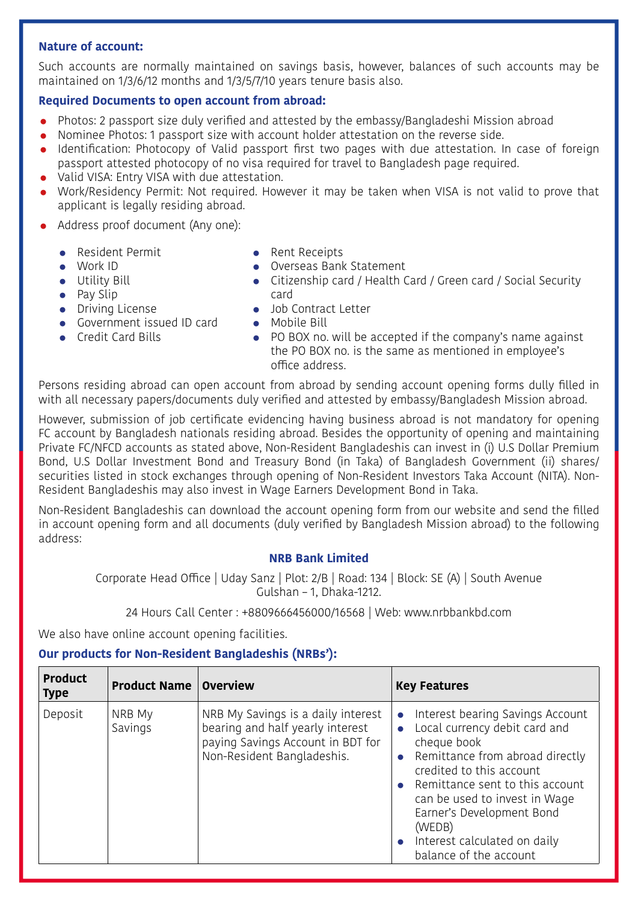**Nature of account:**

Such accounts are normally maintained on savings basis, however, balances of such accounts may be maintained on 1/3/6/12 months and 1/3/5/7/10 years tenure basis also.

**Required Documents to open account from abroad:**

- Photos: 2 passport size duly verified and attested by the embassy/Bangladeshi Mission abroad
- Nominee Photos: 1 passport size with account holder attestation on the reverse side.
- Identification: Photocopy of Valid passport first two pages with due attestation. In case of foreign passport attested photocopy of no visa required for travel to Bangladesh page required.
- Valid VISA: Entry VISA with due attestation.
- Work/Residency Permit: Not required. However it may be taken when VISA is not valid to prove that applicant is legally residing abroad.
- Address proof document (Any one):
  - Resident Permit
  - Work ID
  - Utility Bill
  - Pay Slip
  - Driving License
  - Government issued ID card
  - Credit Card Bills
  - Rent Receipts
  - Overseas Bank Statement
  - Citizenship card / Health Card / Green card / Social Security card
  - Job Contract Letter
  - Mobile Bill
  - PO BOX no. will be accepted if the company's name against the PO BOX no. is the same as mentioned in employee's office address.

Persons residing abroad can open account from abroad by sending account opening forms dully filled in with all necessary papers/documents duly verified and attested by embassy/Bangladesh Mission abroad.

However, submission of job certificate evidencing having business abroad is not mandatory for opening FC account by Bangladesh nationals residing abroad. Besides the opportunity of opening and maintaining Private FC/NFCD accounts as stated above, Non-Resident Bangladeshis can invest in (i) U.S Dollar Premium Bond, U.S Dollar Investment Bond and Treasury Bond (in Taka) of Bangladesh Government (ii) shares/securities listed in stock exchanges through opening of Non-Resident Investors Taka Account (NITA). Non-Resident Bangladeshis may also invest in Wage Earners Development Bond in Taka.

Non-Resident Bangladeshis can download the account opening form from our website and send the filled in account opening form and all documents (duly verified by Bangladesh Mission abroad) to the following address:

**NRB Bank Limited**

Corporate Head Office | Uday Sanz | Plot: 2/B | Road: 134 | Block: SE (A) | South Avenue
Gulshan – 1, Dhaka-1212.

24 Hours Call Center : +8809666456000/16568 | Web: www.nrbbankbd.com

We also have online account opening facilities.

**Our products for Non-Resident Bangladeshis (NRBs'):**

| Product Type | Product Name | Overview | Key Features |
|---|---|---|---|
| Deposit | NRB My Savings | NRB My Savings is a daily interest bearing and half yearly interest paying Savings Account in BDT for Non-Resident Bangladeshis. | • Interest bearing Savings Account<br>• Local currency debit card and cheque book<br>• Remittance from abroad directly credited to this account<br>• Remittance sent to this account can be used to invest in Wage Earner's Development Bond (WEDB)<br>• Interest calculated on daily balance of the account |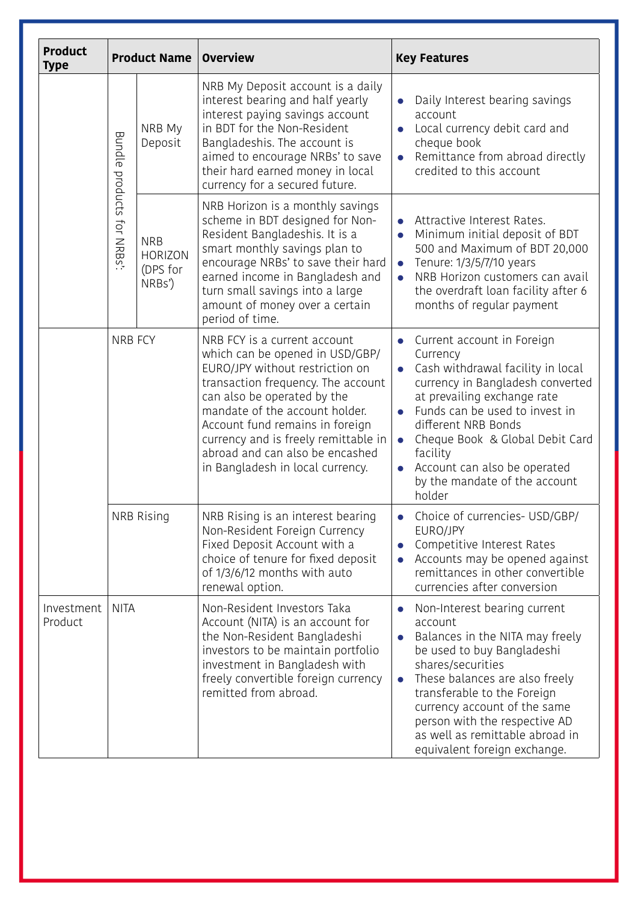| Product Type | Product Name | | Overview | Key Features |
|---|---|---|---|---|
| | Bundle products for NRBs’ | NRB My Deposit | NRB My Deposit account is a daily interest bearing and half yearly interest paying savings account in BDT for the Non-Resident Bangladeshis. The account is aimed to encourage NRBs’ to save their hard earned money in local currency for a secured future. | • Daily Interest bearing savings account<br>• Local currency debit card and cheque book<br>• Remittance from abroad directly credited to this account |
| | | NRB HORIZON (DPS for NRBs’) | NRB Horizon is a monthly savings scheme in BDT designed for Non-Resident Bangladeshis. It is a smart monthly savings plan to encourage NRBs’ to save their hard earned income in Bangladesh and turn small savings into a large amount of money over a certain period of time. | • Attractive Interest Rates.<br>• Minimum initial deposit of BDT 500 and Maximum of BDT 20,000<br>• Tenure: 1/3/5/7/10 years<br>• NRB Horizon customers can avail the overdraft loan facility after 6 months of regular payment |
| | NRB FCY | | NRB FCY is a current account which can be opened in USD/GBP/ EURO/JPY without restriction on transaction frequency. The account can also be operated by the mandate of the account holder. Account fund remains in foreign currency and is freely remittable in abroad and can also be encashed in Bangladesh in local currency. | • Current account in Foreign Currency<br>• Cash withdrawal facility in local currency in Bangladesh converted at prevailing exchange rate<br>• Funds can be used to invest in different NRB Bonds<br>• Cheque Book & Global Debit Card facility<br>• Account can also be operated by the mandate of the account holder |
| | NRB Rising | | NRB Rising is an interest bearing Non-Resident Foreign Currency Fixed Deposit Account with a choice of tenure for fixed deposit of 1/3/6/12 months with auto renewal option. | • Choice of currencies- USD/GBP/ EURO/JPY<br>• Competitive Interest Rates<br>• Accounts may be opened against remittances in other convertible currencies after conversion |
| Investment Product | NITA | | Non-Resident Investors Taka Account (NITA) is an account for the Non-Resident Bangladeshi investors to be maintain portfolio investment in Bangladesh with freely convertible foreign currency remitted from abroad. | • Non-Interest bearing current account<br>• Balances in the NITA may freely be used to buy Bangladeshi shares/securities<br>• These balances are also freely transferable to the Foreign currency account of the same person with the respective AD as well as remittable abroad in equivalent foreign exchange. |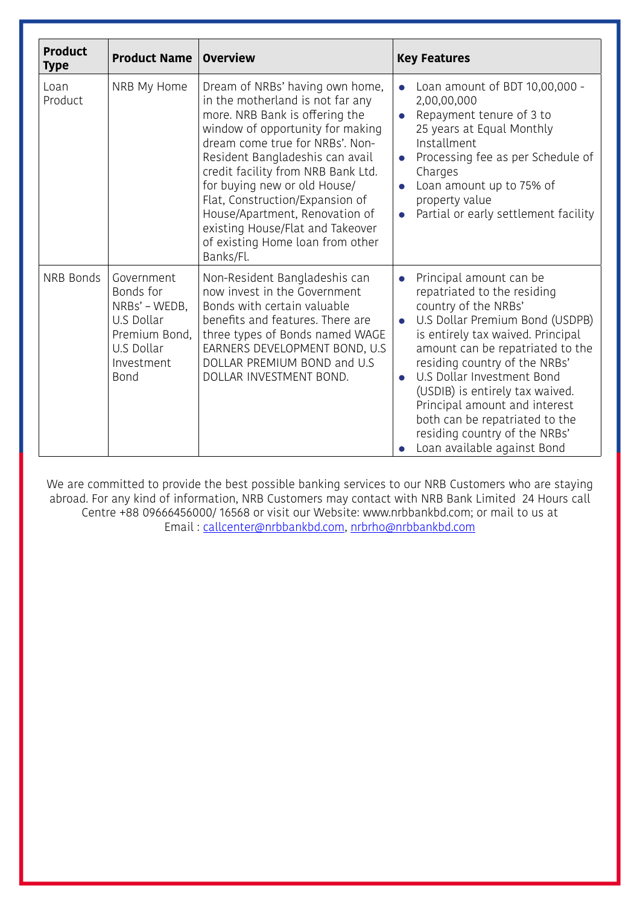| Product Type | Product Name | Overview | Key Features |
|---|---|---|---|
| Loan Product | NRB My Home | Dream of NRBs' having own home, in the motherland is not far any more. NRB Bank is offering the window of opportunity for making dream come true for NRBs'. Non-Resident Bangladeshis can avail credit facility from NRB Bank Ltd. for buying new or old House/ Flat, Construction/Expansion of House/Apartment, Renovation of existing House/Flat and Takeover of existing Home loan from other Banks/FI. | • Loan amount of BDT 10,00,000 - 2,00,00,000<br>• Repayment tenure of 3 to 25 years at Equal Monthly Installment<br>• Processing fee as per Schedule of Charges<br>• Loan amount up to 75% of property value<br>• Partial or early settlement facility |
| NRB Bonds | Government Bonds for NRBs' – WEDB, U.S Dollar Premium Bond, U.S Dollar Investment Bond | Non-Resident Bangladeshis can now invest in the Government Bonds with certain valuable benefits and features. There are three types of Bonds named WAGE EARNERS DEVELOPMENT BOND, U.S DOLLAR PREMIUM BOND and U.S DOLLAR INVESTMENT BOND. | • Principal amount can be repatriated to the residing country of the NRBs'<br>• U.S Dollar Premium Bond (USDPB) is entirely tax waived. Principal amount can be repatriated to the residing country of the NRBs'<br>• U.S Dollar Investment Bond (USDIB) is entirely tax waived. Principal amount and interest both can be repatriated to the residing country of the NRBs'<br>• Loan available against Bond |

We are committed to provide the best possible banking services to our NRB Customers who are staying abroad. For any kind of information, NRB Customers may contact with NRB Bank Limited 24 Hours call Centre +88 09666456000/ 16568 or visit our Website: www.nrbbankbd.com; or mail to us at Email : callcenter@nrbbankbd.com, nrbrho@nrbbankbd.com